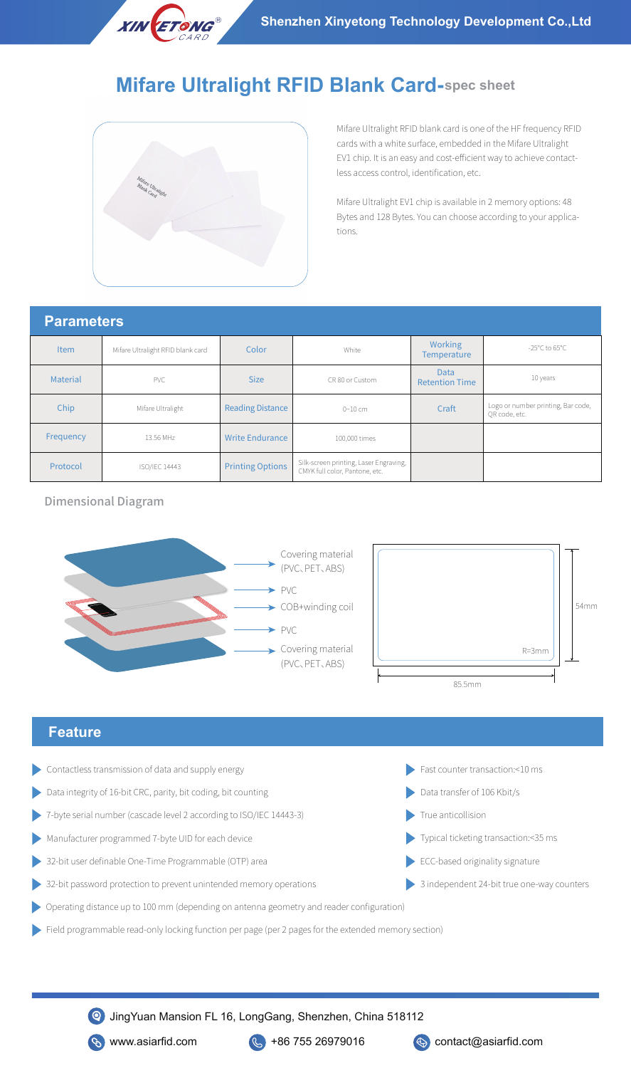# Mifare Ultralight RFID Blank Card-spec sheet

Mifare Ultralight RFID blank card is one of the HF frequency RFID cards with a white surface, embedded in the Mifare Ultralight EV1 chip. It is an easy and cost-efficient way to achieve contactless access control, identification, etc.

Mifare Ultralight EV1 chip is available in 2 memory options: 48 Bytes and 128 Bytes. You can choose according to your applications.

## Parameters

| Item | Mifare Ultralight RFID blank card | Color | White | Working Temperature | -25°C to 65°C |
|---|---|---|---|---|---|
| Material | PVC | Size | CR 80 or Custom | Data Retention Time | 10 years |
| Chip | Mifare Ultralight | Reading Distance | 0~10 cm | Craft | Logo or number printing, Bar code, QR code, etc. |
| Frequency | 13.56 MHz | Write Endurance | 100,000 times | | |
| Protocol | ISO/IEC 14443 | Printing Options | Silk-screen printing, Laser Engraving, CMYK full color, Pantone, etc. | | |

### Dimensional Diagram

- Covering material (PVC、PET、ABS)
- PVC
- COB+winding coil
- PVC
- Covering material (PVC、PET、ABS)

54mm, 85.5mm, R=3mm

## Feature

- Contactless transmission of data and supply energy
- Data integrity of 16-bit CRC, parity, bit coding, bit counting
- 7-byte serial number (cascade level 2 according to ISO/IEC 14443-3)
- Manufacturer programmed 7-byte UID for each device
- 32-bit user definable One-Time Programmable (OTP) area
- 32-bit password protection to prevent unintended memory operations
- Operating distance up to 100 mm (depending on antenna geometry and reader configuration)
- Field programmable read-only locking function per page (per 2 pages for the extended memory section)
- Fast counter transaction:<10 ms
- Data transfer of 106 Kbit/s
- True anticollision
- Typical ticketing transaction:<35 ms
- ECC-based originality signature
- 3 independent 24-bit true one-way counters

JingYuan Mansion FL 16, LongGang, Shenzhen, China 518112

www.asiarfid.com | +86 755 26979016 | contact@asiarfid.com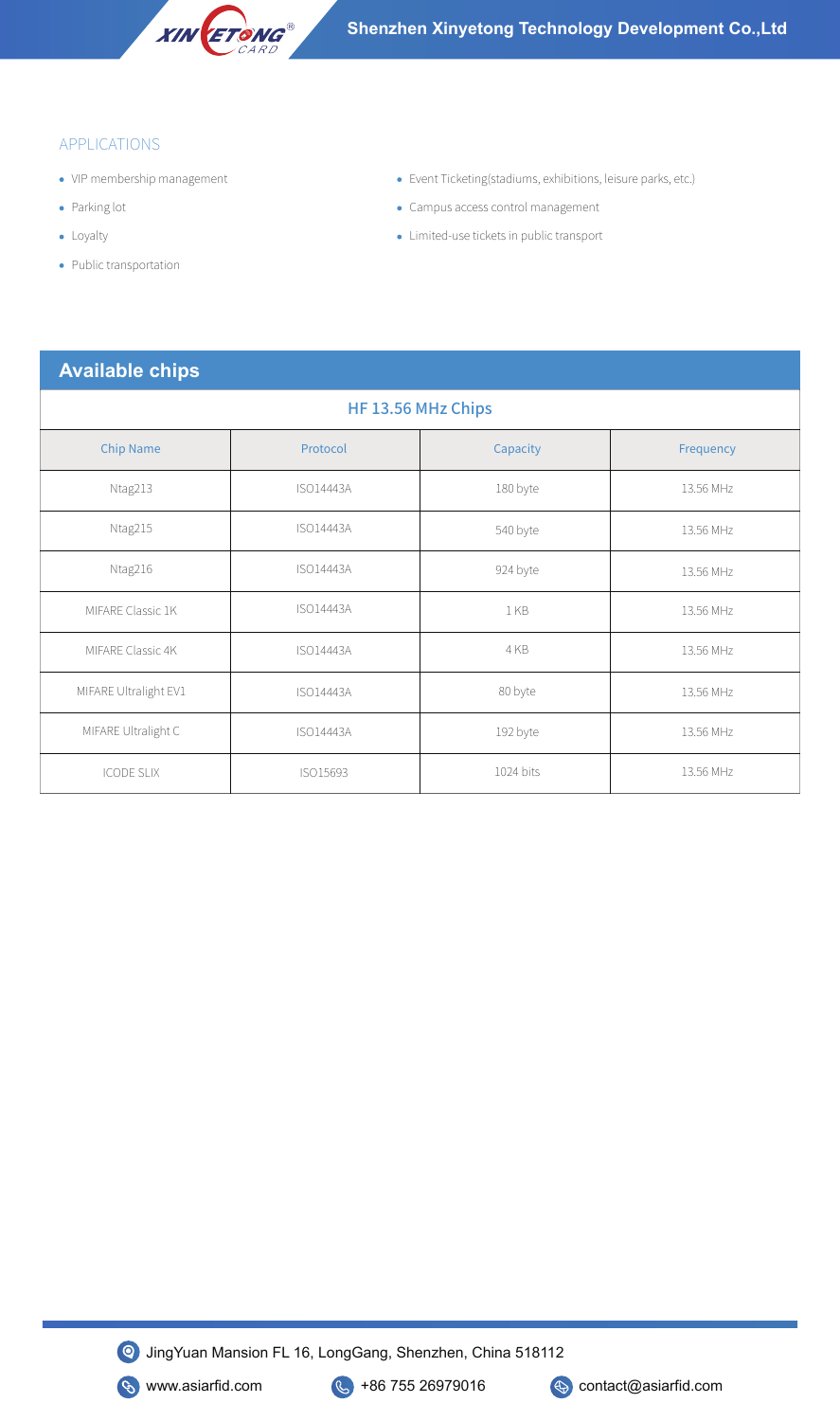## APPLICATIONS

- VIP membership management
- Parking lot
- Loyalty
- Public transportation
- Event Ticketing(stadiums, exhibitions, leisure parks, etc.)
- Campus access control management
- Limited-use tickets in public transport

## Available chips

### HF 13.56 MHz Chips

| Chip Name | Protocol | Capacity | Frequency |
|---|---|---|---|
| Ntag213 | ISO14443A | 180 byte | 13.56 MHz |
| Ntag215 | ISO14443A | 540 byte | 13.56 MHz |
| Ntag216 | ISO14443A | 924 byte | 13.56 MHz |
| MIFARE Classic 1K | ISO14443A | 1 KB | 13.56 MHz |
| MIFARE Classic 4K | ISO14443A | 4 KB | 13.56 MHz |
| MIFARE Ultralight EV1 | ISO14443A | 80 byte | 13.56 MHz |
| MIFARE Ultralight C | ISO14443A | 192 byte | 13.56 MHz |
| ICODE SLIX | ISO15693 | 1024 bits | 13.56 MHz |

JingYuan Mansion FL 16, LongGang, Shenzhen, China 518112

www.asiarfid.com | +86 755 26979016 | contact@asiarfid.com